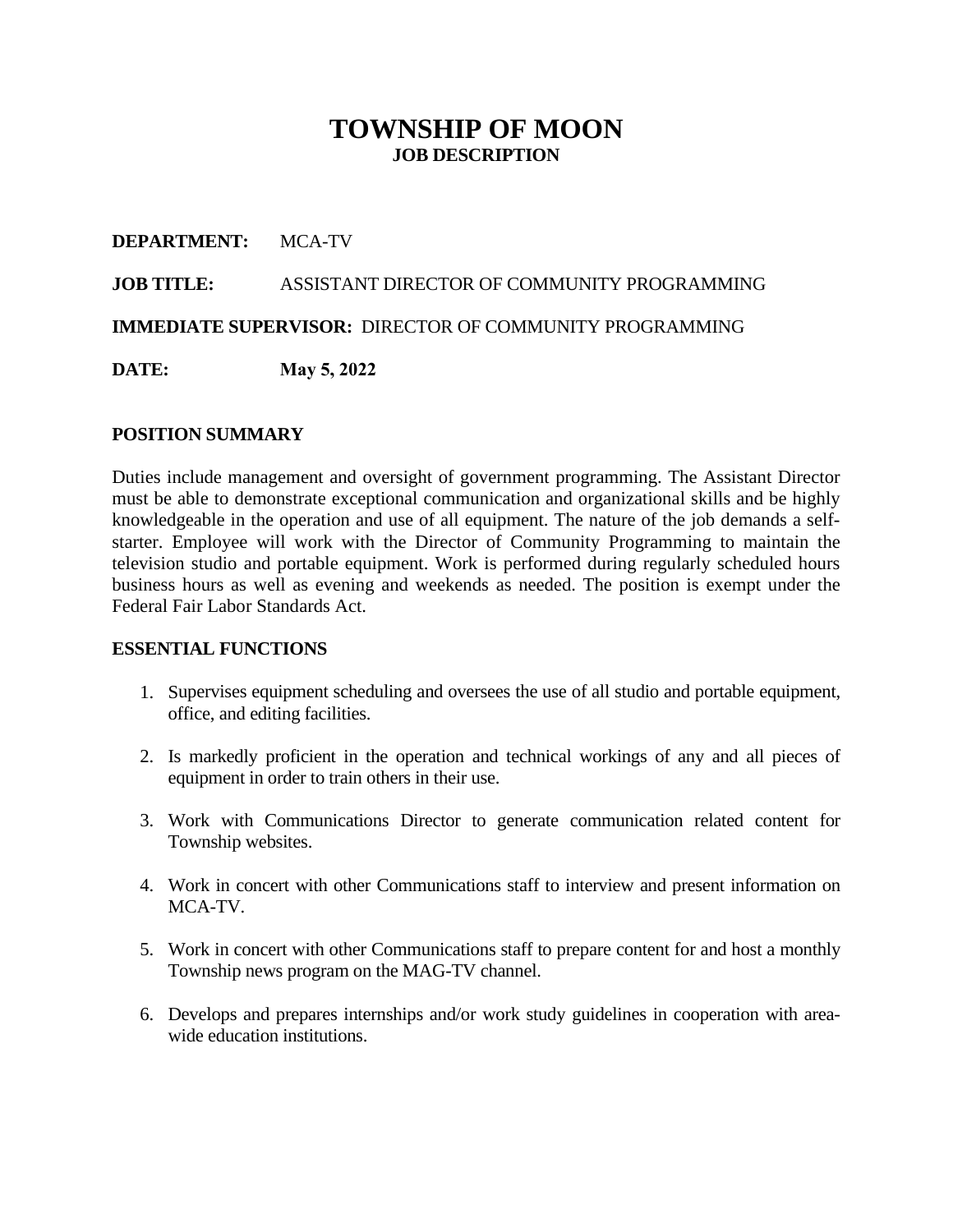# TOWNSHIP OF MOON

## JOB DESCRIPTION

**DEPARTMENT:** MCA-TV

**JOB TITLE:** ASSISTANT DIRECTOR OF COMMUNITY PROGRAMMING

**IMMEDIATE SUPERVISOR:** DIRECTOR OF COMMUNITY PROGRAMMING

**DATE:** **May 5, 2022**

### POSITION SUMMARY

Duties include management and oversight of government programming. The Assistant Director must be able to demonstrate exceptional communication and organizational skills and be highly knowledgeable in the operation and use of all equipment. The nature of the job demands a self-starter. Employee will work with the Director of Community Programming to maintain the television studio and portable equipment. Work is performed during regularly scheduled hours business hours as well as evening and weekends as needed. The position is exempt under the Federal Fair Labor Standards Act.

### ESSENTIAL FUNCTIONS

1. Supervises equipment scheduling and oversees the use of all studio and portable equipment, office, and editing facilities.

2. Is markedly proficient in the operation and technical workings of any and all pieces of equipment in order to train others in their use.

3. Work with Communications Director to generate communication related content for Township websites.

4. Work in concert with other Communications staff to interview and present information on MCA-TV.

5. Work in concert with other Communications staff to prepare content for and host a monthly Township news program on the MAG-TV channel.

6. Develops and prepares internships and/or work study guidelines in cooperation with area-wide education institutions.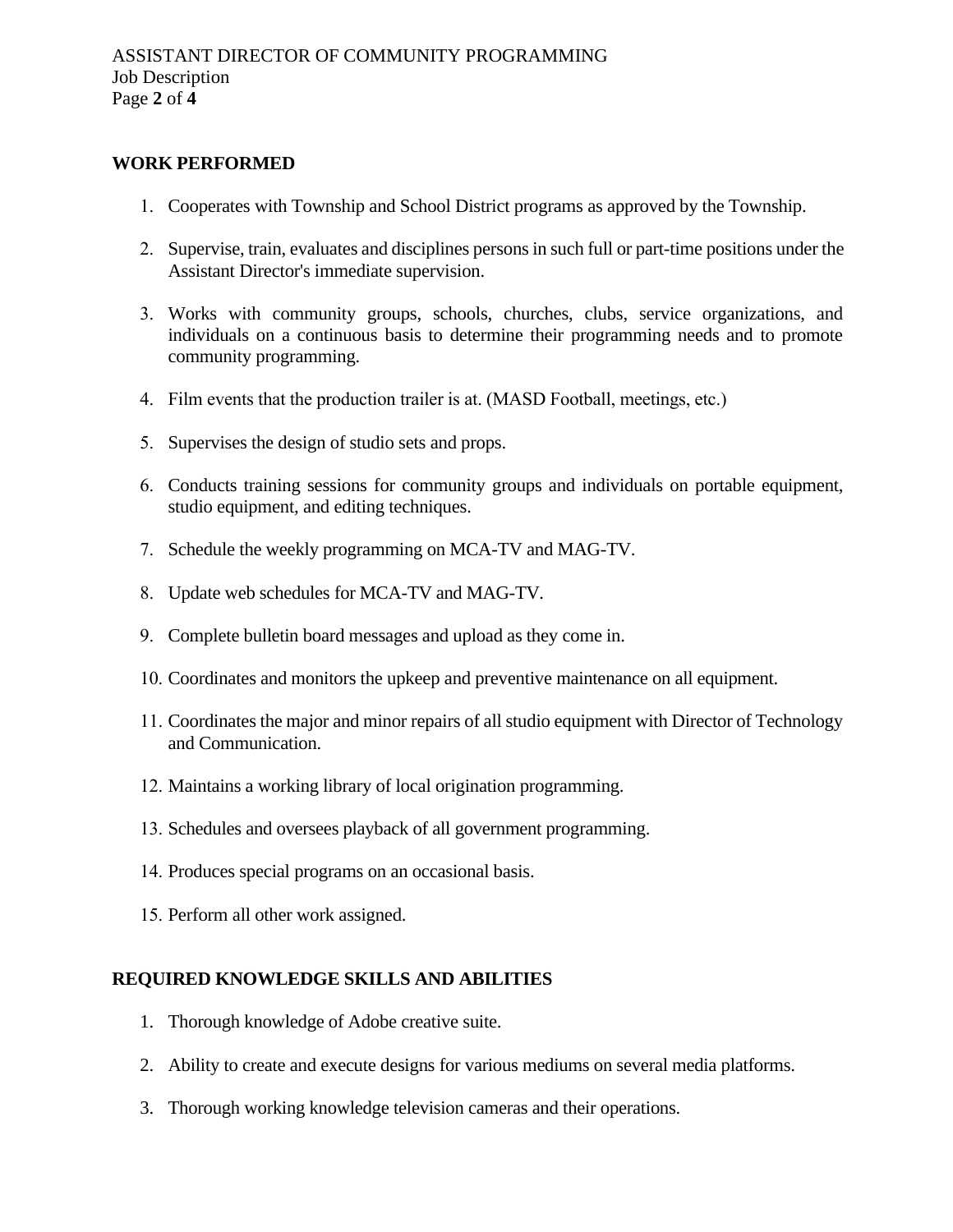## WORK PERFORMED

1. Cooperates with Township and School District programs as approved by the Township.
2. Supervise, train, evaluates and disciplines persons in such full or part-time positions under the Assistant Director's immediate supervision.
3. Works with community groups, schools, churches, clubs, service organizations, and individuals on a continuous basis to determine their programming needs and to promote community programming.
4. Film events that the production trailer is at. (MASD Football, meetings, etc.)
5. Supervises the design of studio sets and props.
6. Conducts training sessions for community groups and individuals on portable equipment, studio equipment, and editing techniques.
7. Schedule the weekly programming on MCA-TV and MAG-TV.
8. Update web schedules for MCA-TV and MAG-TV.
9. Complete bulletin board messages and upload as they come in.
10. Coordinates and monitors the upkeep and preventive maintenance on all equipment.
11. Coordinates the major and minor repairs of all studio equipment with Director of Technology and Communication.
12. Maintains a working library of local origination programming.
13. Schedules and oversees playback of all government programming.
14. Produces special programs on an occasional basis.
15. Perform all other work assigned.

## REQUIRED KNOWLEDGE SKILLS AND ABILITIES

1. Thorough knowledge of Adobe creative suite.
2. Ability to create and execute designs for various mediums on several media platforms.
3. Thorough working knowledge television cameras and their operations.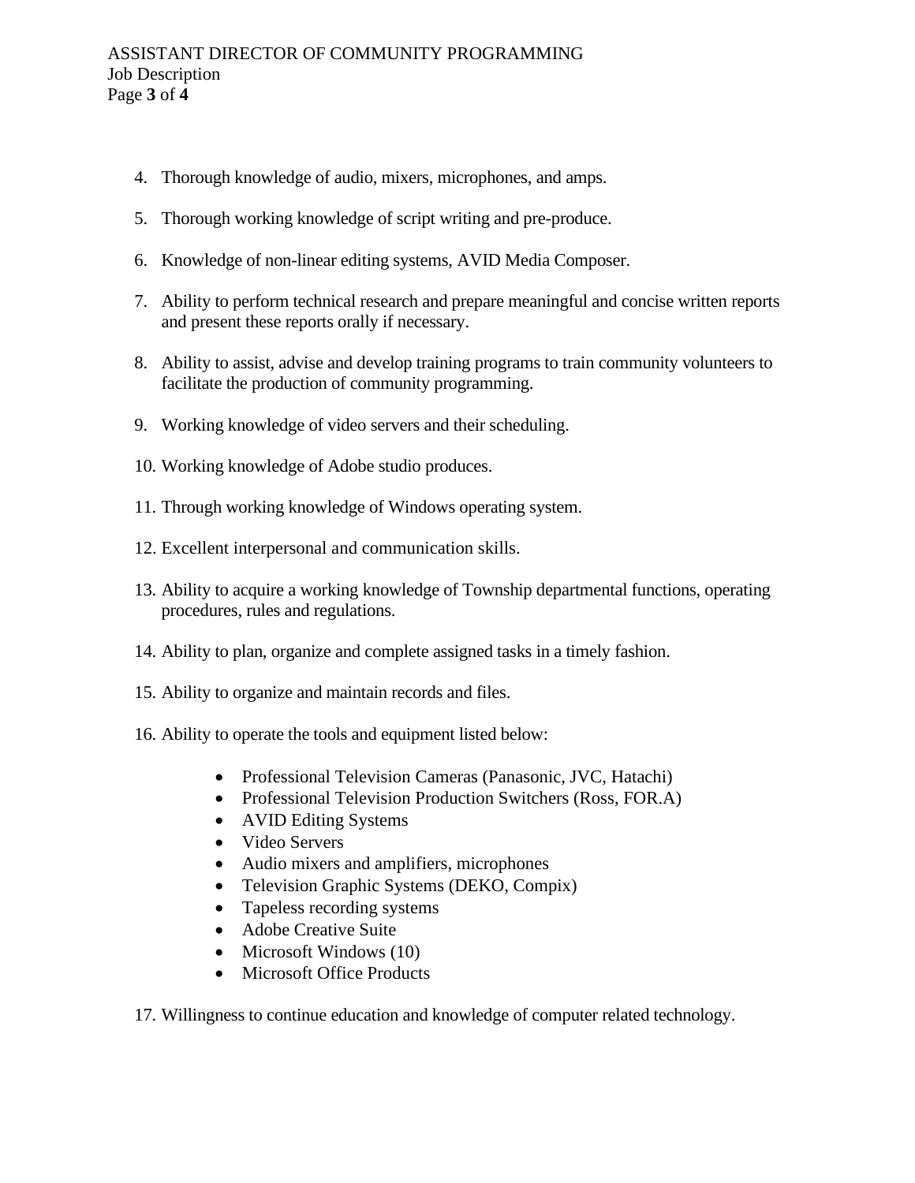4. Thorough knowledge of audio, mixers, microphones, and amps.

5. Thorough working knowledge of script writing and pre-produce.

6. Knowledge of non-linear editing systems, AVID Media Composer.

7. Ability to perform technical research and prepare meaningful and concise written reports and present these reports orally if necessary.

8. Ability to assist, advise and develop training programs to train community volunteers to facilitate the production of community programming.

9. Working knowledge of video servers and their scheduling.

10. Working knowledge of Adobe studio produces.

11. Through working knowledge of Windows operating system.

12. Excellent interpersonal and communication skills.

13. Ability to acquire a working knowledge of Township departmental functions, operating procedures, rules and regulations.

14. Ability to plan, organize and complete assigned tasks in a timely fashion.

15. Ability to organize and maintain records and files.

16. Ability to operate the tools and equipment listed below:

    - Professional Television Cameras (Panasonic, JVC, Hatachi)
    - Professional Television Production Switchers (Ross, FOR.A)
    - AVID Editing Systems
    - Video Servers
    - Audio mixers and amplifiers, microphones
    - Television Graphic Systems (DEKO, Compix)
    - Tapeless recording systems
    - Adobe Creative Suite
    - Microsoft Windows (10)
    - Microsoft Office Products

17. Willingness to continue education and knowledge of computer related technology.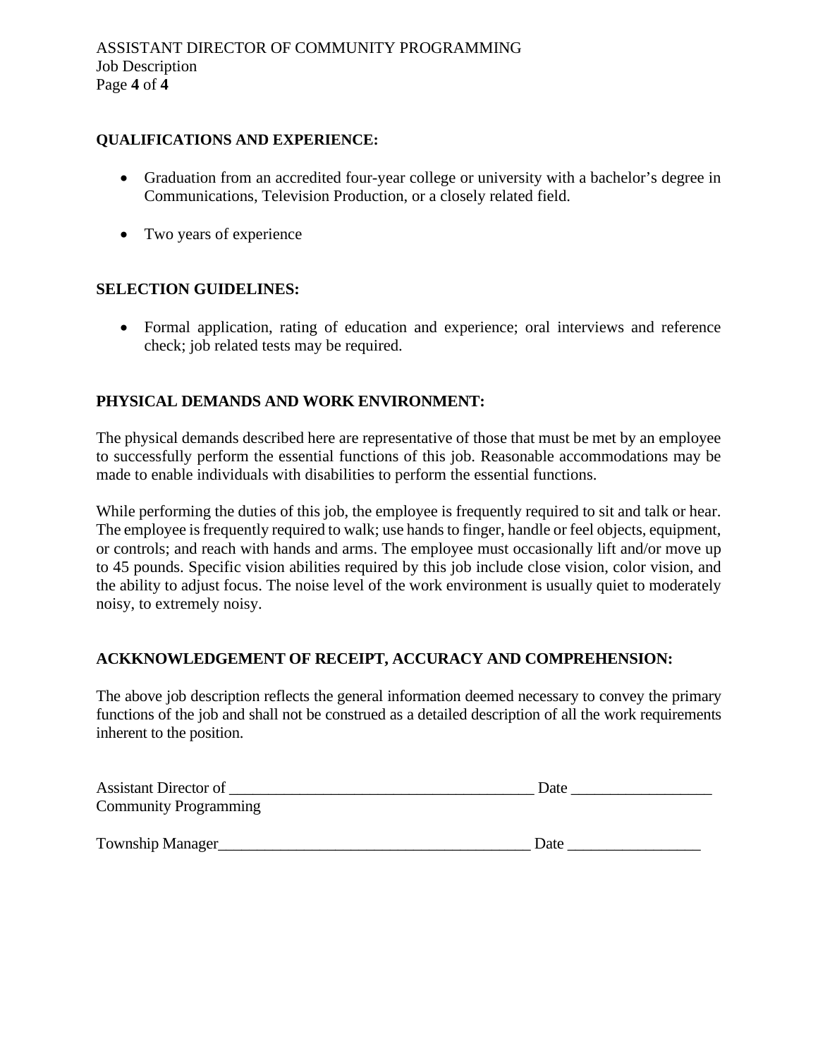**QUALIFICATIONS AND EXPERIENCE:**

- Graduation from an accredited four-year college or university with a bachelor's degree in Communications, Television Production, or a closely related field.
- Two years of experience

**SELECTION GUIDELINES:**

- Formal application, rating of education and experience; oral interviews and reference check; job related tests may be required.

**PHYSICAL DEMANDS AND WORK ENVIRONMENT:**

The physical demands described here are representative of those that must be met by an employee to successfully perform the essential functions of this job. Reasonable accommodations may be made to enable individuals with disabilities to perform the essential functions.

While performing the duties of this job, the employee is frequently required to sit and talk or hear. The employee is frequently required to walk; use hands to finger, handle or feel objects, equipment, or controls; and reach with hands and arms. The employee must occasionally lift and/or move up to 45 pounds. Specific vision abilities required by this job include close vision, color vision, and the ability to adjust focus. The noise level of the work environment is usually quiet to moderately noisy, to extremely noisy.

**ACKKNOWLEDGEMENT OF RECEIPT, ACCURACY AND COMPREHENSION:**

The above job description reflects the general information deemed necessary to convey the primary functions of the job and shall not be construed as a detailed description of all the work requirements inherent to the position.

Assistant Director of _______________________________________ Date _________________
Community Programming

Township Manager_______________________________________ Date ________________